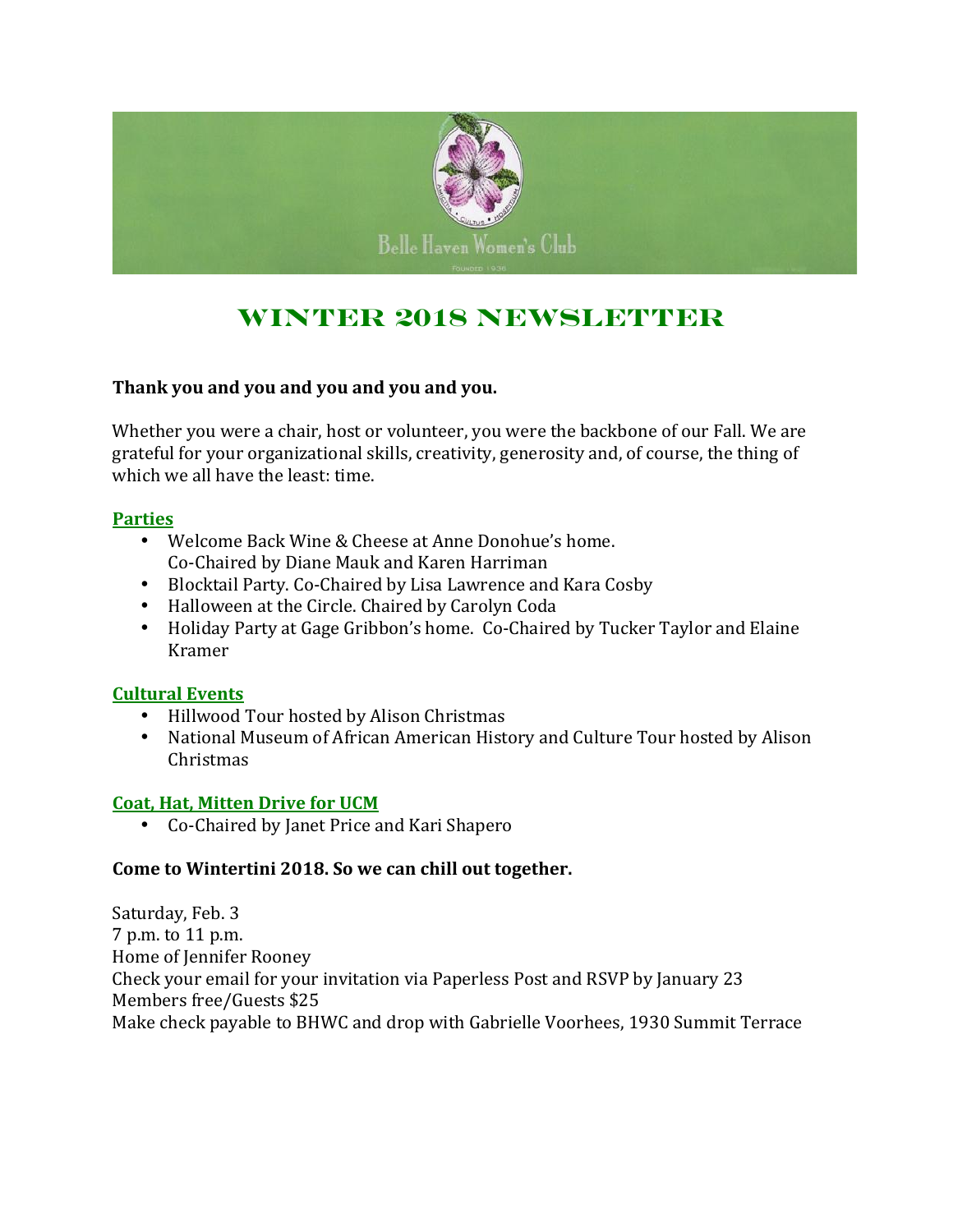Belle Haven Women's Club

Founded 1936

# WINTER 2018 NEWSLETTER

**Thank you and you and you and you and you.**

Whether you were a chair, host or volunteer, you were the backbone of our Fall. We are grateful for your organizational skills, creativity, generosity and, of course, the thing of which we all have the least: time.

## Parties

- Welcome Back Wine & Cheese at Anne Donohue's home. Co-Chaired by Diane Mauk and Karen Harriman
- Blocktail Party. Co-Chaired by Lisa Lawrence and Kara Cosby
- Halloween at the Circle. Chaired by Carolyn Coda
- Holiday Party at Gage Gribbon's home. Co-Chaired by Tucker Taylor and Elaine Kramer

## Cultural Events

- Hillwood Tour hosted by Alison Christmas
- National Museum of African American History and Culture Tour hosted by Alison Christmas

## Coat, Hat, Mitten Drive for UCM

- Co-Chaired by Janet Price and Kari Shapero

**Come to Wintertini 2018. So we can chill out together.**

Saturday, Feb. 3
7 p.m. to 11 p.m.
Home of Jennifer Rooney
Check your email for your invitation via Paperless Post and RSVP by January 23
Members free/Guests $25
Make check payable to BHWC and drop with Gabrielle Voorhees, 1930 Summit Terrace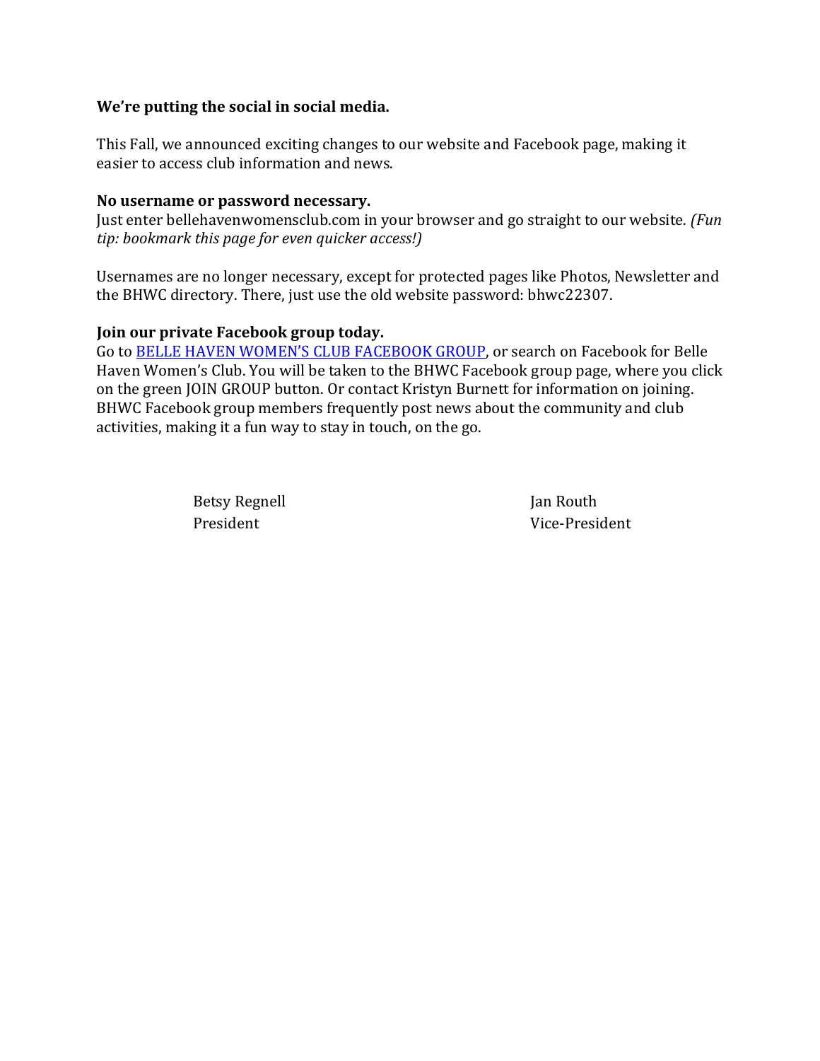**We're putting the social in social media.**

This Fall, we announced exciting changes to our website and Facebook page, making it easier to access club information and news.

**No username or password necessary.**
Just enter bellehavenwomensclub.com in your browser and go straight to our website. *(Fun tip: bookmark this page for even quicker access!)*

Usernames are no longer necessary, except for protected pages like Photos, Newsletter and the BHWC directory. There, just use the old website password: bhwc22307.

**Join our private Facebook group today.**
Go to [BELLE HAVEN WOMEN'S CLUB FACEBOOK GROUP](), or search on Facebook for Belle Haven Women's Club. You will be taken to the BHWC Facebook group page, where you click on the green JOIN GROUP button. Or contact Kristyn Burnett for information on joining. BHWC Facebook group members frequently post news about the community and club activities, making it a fun way to stay in touch, on the go.

Betsy Regnell
President

Jan Routh
Vice-President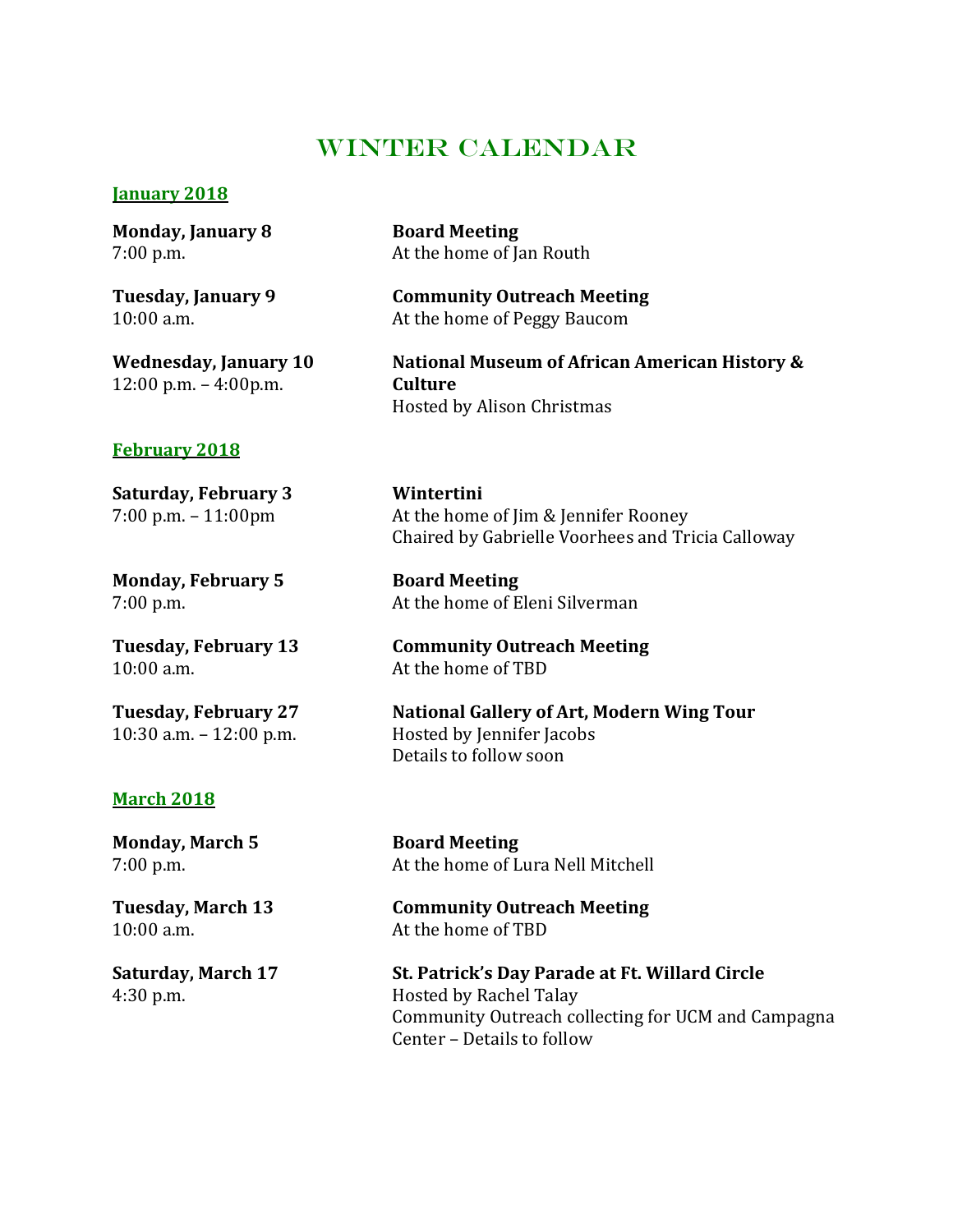# Winter Calendar

## January 2018

**Monday, January 8**
7:00 p.m.
**Board Meeting**
At the home of Jan Routh

**Tuesday, January 9**
10:00 a.m.
**Community Outreach Meeting**
At the home of Peggy Baucom

**Wednesday, January 10**
12:00 p.m. – 4:00p.m.
**National Museum of African American History & Culture**
Hosted by Alison Christmas

## February 2018

**Saturday, February 3**
7:00 p.m. – 11:00pm
**Wintertini**
At the home of Jim & Jennifer Rooney
Chaired by Gabrielle Voorhees and Tricia Calloway

**Monday, February 5**
7:00 p.m.
**Board Meeting**
At the home of Eleni Silverman

**Tuesday, February 13**
10:00 a.m.
**Community Outreach Meeting**
At the home of TBD

**Tuesday, February 27**
10:30 a.m. – 12:00 p.m.
**National Gallery of Art, Modern Wing Tour**
Hosted by Jennifer Jacobs
Details to follow soon

## March 2018

**Monday, March 5**
7:00 p.m.
**Board Meeting**
At the home of Lura Nell Mitchell

**Tuesday, March 13**
10:00 a.m.
**Community Outreach Meeting**
At the home of TBD

**Saturday, March 17**
4:30 p.m.
**St. Patrick's Day Parade at Ft. Willard Circle**
Hosted by Rachel Talay
Community Outreach collecting for UCM and Campagna Center – Details to follow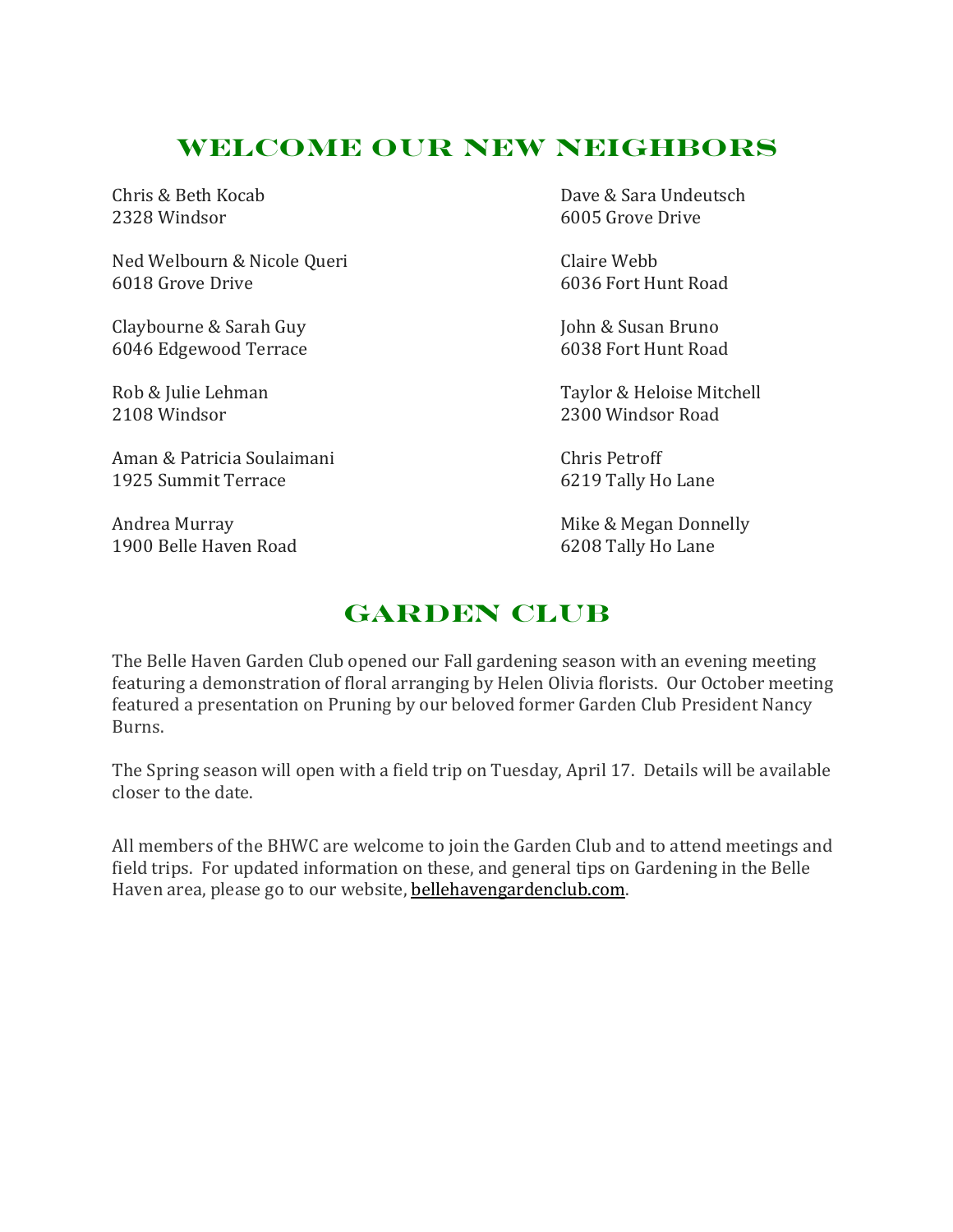## WELCOME OUR NEW NEIGHBORS

Chris & Beth Kocab
2328 Windsor

Ned Welbourn & Nicole Queri
6018 Grove Drive

Claybourne & Sarah Guy
6046 Edgewood Terrace

Rob & Julie Lehman
2108 Windsor

Aman & Patricia Soulaimani
1925 Summit Terrace

Andrea Murray
1900 Belle Haven Road

Dave & Sara Undeutsch
6005 Grove Drive

Claire Webb
6036 Fort Hunt Road

John & Susan Bruno
6038 Fort Hunt Road

Taylor & Heloise Mitchell
2300 Windsor Road

Chris Petroff
6219 Tally Ho Lane

Mike & Megan Donnelly
6208 Tally Ho Lane

## GARDEN CLUB

The Belle Haven Garden Club opened our Fall gardening season with an evening meeting featuring a demonstration of floral arranging by Helen Olivia florists. Our October meeting featured a presentation on Pruning by our beloved former Garden Club President Nancy Burns.

The Spring season will open with a field trip on Tuesday, April 17. Details will be available closer to the date.

All members of the BHWC are welcome to join the Garden Club and to attend meetings and field trips. For updated information on these, and general tips on Gardening in the Belle Haven area, please go to our website, bellehavengardenclub.com.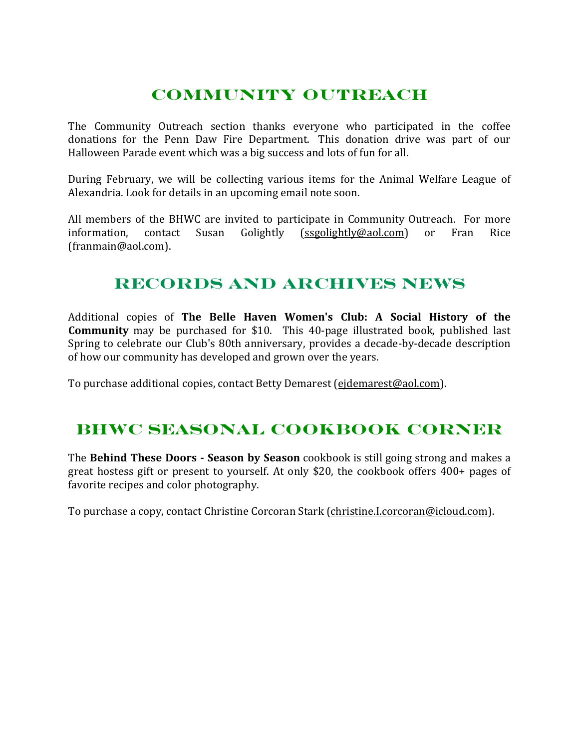## COMMUNITY OUTREACH

The Community Outreach section thanks everyone who participated in the coffee donations for the Penn Daw Fire Department. This donation drive was part of our Halloween Parade event which was a big success and lots of fun for all.

During February, we will be collecting various items for the Animal Welfare League of Alexandria. Look for details in an upcoming email note soon.

All members of the BHWC are invited to participate in Community Outreach. For more information, contact Susan Golightly (ssgolightly@aol.com) or Fran Rice (franmain@aol.com).

## RECORDS AND ARCHIVES NEWS

Additional copies of **The Belle Haven Women's Club: A Social History of the Community** may be purchased for $10. This 40-page illustrated book, published last Spring to celebrate our Club's 80th anniversary, provides a decade-by-decade description of how our community has developed and grown over the years.

To purchase additional copies, contact Betty Demarest (ejdemarest@aol.com).

## BHWC SEASONAL COOKBOOK CORNER

The **Behind These Doors - Season by Season** cookbook is still going strong and makes a great hostess gift or present to yourself. At only $20, the cookbook offers 400+ pages of favorite recipes and color photography.

To purchase a copy, contact Christine Corcoran Stark (christine.I.corcoran@icloud.com).